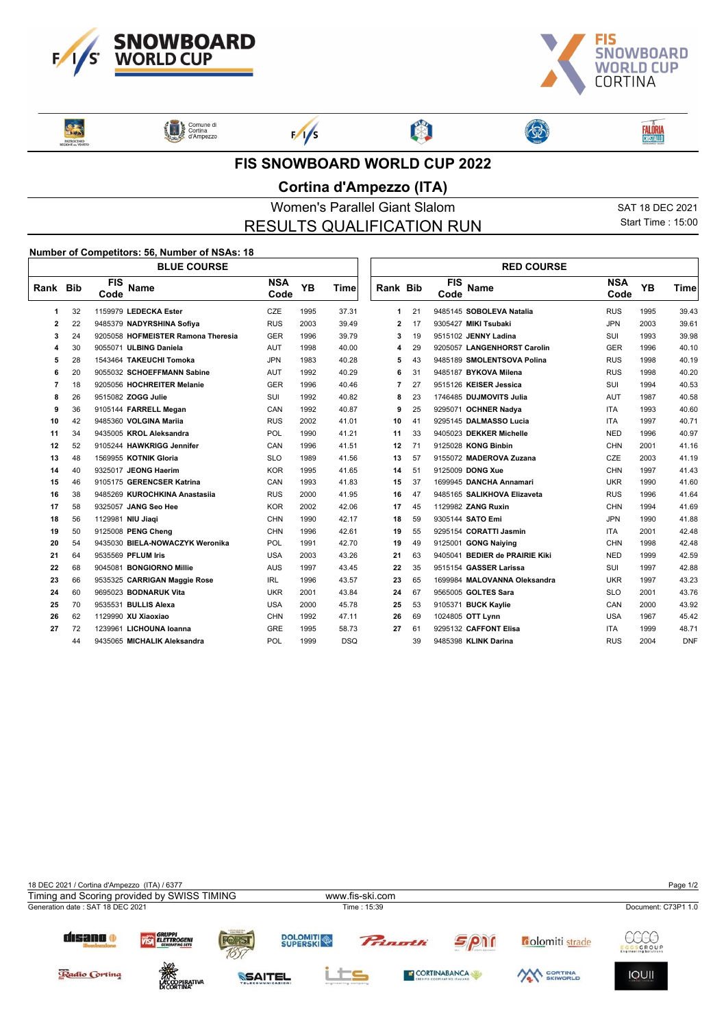# FIS SNOWBOARD WORLD CUP 2022

## Cortina d'Ampezzo (ITA)

### Women's Parallel Giant Slalom

### RESULTS QUALIFICATION RUN

SAT 18 DEC 2021
Start Time : 15:00

**Number of Competitors: 56, Number of NSAs: 18**

**BLUE COURSE**

| Rank | Bib | FIS Code | Name | NSA Code | YB | Time |
|---|---|---|---|---|---|---|
| 1 | 32 | 1159979 | **LEDECKA Ester** | CZE | 1995 | 37.31 |
| 2 | 22 | 9485379 | **NADYRSHINA Sofiya** | RUS | 2003 | 39.49 |
| 3 | 24 | 9205058 | **HOFMEISTER Ramona Theresia** | GER | 1996 | 39.79 |
| 4 | 30 | 9055071 | **ULBING Daniela** | AUT | 1998 | 40.00 |
| 5 | 28 | 1543464 | **TAKEUCHI Tomoka** | JPN | 1983 | 40.28 |
| 6 | 20 | 9055032 | **SCHOEFFMANN Sabine** | AUT | 1992 | 40.29 |
| 7 | 18 | 9205056 | **HOCHREITER Melanie** | GER | 1996 | 40.46 |
| 8 | 26 | 9515082 | **ZOGG Julie** | SUI | 1992 | 40.82 |
| 9 | 36 | 9105144 | **FARRELL Megan** | CAN | 1992 | 40.87 |
| 10 | 42 | 9485360 | **VOLGINA Mariia** | RUS | 2002 | 41.01 |
| 11 | 34 | 9435005 | **KROL Aleksandra** | POL | 1990 | 41.21 |
| 12 | 52 | 9105244 | **HAWKRIGG Jennifer** | CAN | 1996 | 41.51 |
| 13 | 48 | 1569955 | **KOTNIK Gloria** | SLO | 1989 | 41.56 |
| 14 | 40 | 9325017 | **JEONG Haerim** | KOR | 1995 | 41.65 |
| 15 | 46 | 9105175 | **GERENCSER Katrina** | CAN | 1993 | 41.83 |
| 16 | 38 | 9485269 | **KUROCHKINA Anastasiia** | RUS | 2000 | 41.95 |
| 17 | 58 | 9325057 | **JANG Seo Hee** | KOR | 2002 | 42.06 |
| 18 | 56 | 1129981 | **NIU Jiaqi** | CHN | 1990 | 42.17 |
| 19 | 50 | 9125008 | **PENG Cheng** | CHN | 1996 | 42.61 |
| 20 | 54 | 9435030 | **BIELA-NOWACZYK Weronika** | POL | 1991 | 42.70 |
| 21 | 64 | 9535569 | **PFLUM Iris** | USA | 2003 | 43.26 |
| 22 | 68 | 9045081 | **BONGIORNO Millie** | AUS | 1997 | 43.45 |
| 23 | 66 | 9535325 | **CARRIGAN Maggie Rose** | IRL | 1996 | 43.57 |
| 24 | 60 | 9695023 | **BODNARUK Vita** | UKR | 2001 | 43.84 |
| 25 | 70 | 9535531 | **BULLIS Alexa** | USA | 2000 | 45.78 |
| 26 | 62 | 1129990 | **XU Xiaoxiao** | CHN | 1992 | 47.11 |
| 27 | 72 | 1239961 | **LICHOUNA Ioanna** | GRE | 1995 | 58.73 |
| | 44 | 9435065 | **MICHALIK Aleksandra** | POL | 1999 | DSQ |

**RED COURSE**

| Rank | Bib | FIS Code | Name | NSA Code | YB | Time |
|---|---|---|---|---|---|---|
| 1 | 21 | 9485145 | **SOBOLEVA Natalia** | RUS | 1995 | 39.43 |
| 2 | 17 | 9305427 | **MIKI Tsubaki** | JPN | 2003 | 39.61 |
| 3 | 19 | 9515102 | **JENNY Ladina** | SUI | 1993 | 39.98 |
| 4 | 29 | 9205057 | **LANGENHORST Carolin** | GER | 1996 | 40.10 |
| 5 | 43 | 9485189 | **SMOLENTSOVA Polina** | RUS | 1998 | 40.19 |
| 6 | 31 | 9485187 | **BYKOVA Milena** | RUS | 1998 | 40.20 |
| 7 | 27 | 9515126 | **KEISER Jessica** | SUI | 1994 | 40.53 |
| 8 | 23 | 1746485 | **DUJMOVITS Julia** | AUT | 1987 | 40.58 |
| 9 | 25 | 9295071 | **OCHNER Nadya** | ITA | 1993 | 40.60 |
| 10 | 41 | 9295145 | **DALMASSO Lucia** | ITA | 1997 | 40.71 |
| 11 | 33 | 9405023 | **DEKKER Michelle** | NED | 1996 | 40.97 |
| 12 | 71 | 9125028 | **KONG Binbin** | CHN | 2001 | 41.16 |
| 13 | 57 | 9155072 | **MADEROVA Zuzana** | CZE | 2003 | 41.19 |
| 14 | 51 | 9125009 | **DONG Xue** | CHN | 1997 | 41.43 |
| 15 | 37 | 1699945 | **DANCHA Annamari** | UKR | 1990 | 41.60 |
| 16 | 47 | 9485165 | **SALIKHOVA Elizaveta** | RUS | 1996 | 41.64 |
| 17 | 45 | 1129982 | **ZANG Ruxin** | CHN | 1994 | 41.69 |
| 18 | 59 | 9305144 | **SATO Emi** | JPN | 1990 | 41.88 |
| 19 | 55 | 9295154 | **CORATTI Jasmin** | ITA | 2001 | 42.48 |
| 19 | 49 | 9125001 | **GONG Naiying** | CHN | 1998 | 42.48 |
| 21 | 63 | 9405041 | **BEDIER de PRAIRIE Kiki** | NED | 1999 | 42.59 |
| 22 | 35 | 9515154 | **GASSER Larissa** | SUI | 1997 | 42.88 |
| 23 | 65 | 1699984 | **MALOVANNA Oleksandra** | UKR | 1997 | 43.23 |
| 24 | 67 | 9565005 | **GOLTES Sara** | SLO | 2001 | 43.76 |
| 25 | 53 | 9105371 | **BUCK Kaylie** | CAN | 2000 | 43.92 |
| 26 | 69 | 1024805 | **OTT Lynn** | USA | 1967 | 45.42 |
| 27 | 61 | 9295132 | **CAFFONT Elisa** | ITA | 1999 | 48.71 |
| | 39 | 9485398 | **KLINK Darina** | RUS | 2004 | DNF |

18 DEC 2021 / Cortina d'Ampezzo (ITA) / 6377
Timing and Scoring provided by SWISS TIMING — www.fis-ski.com
Generation date : SAT 18 DEC 2021 — Time : 15:39 — Document: C73P1 1.0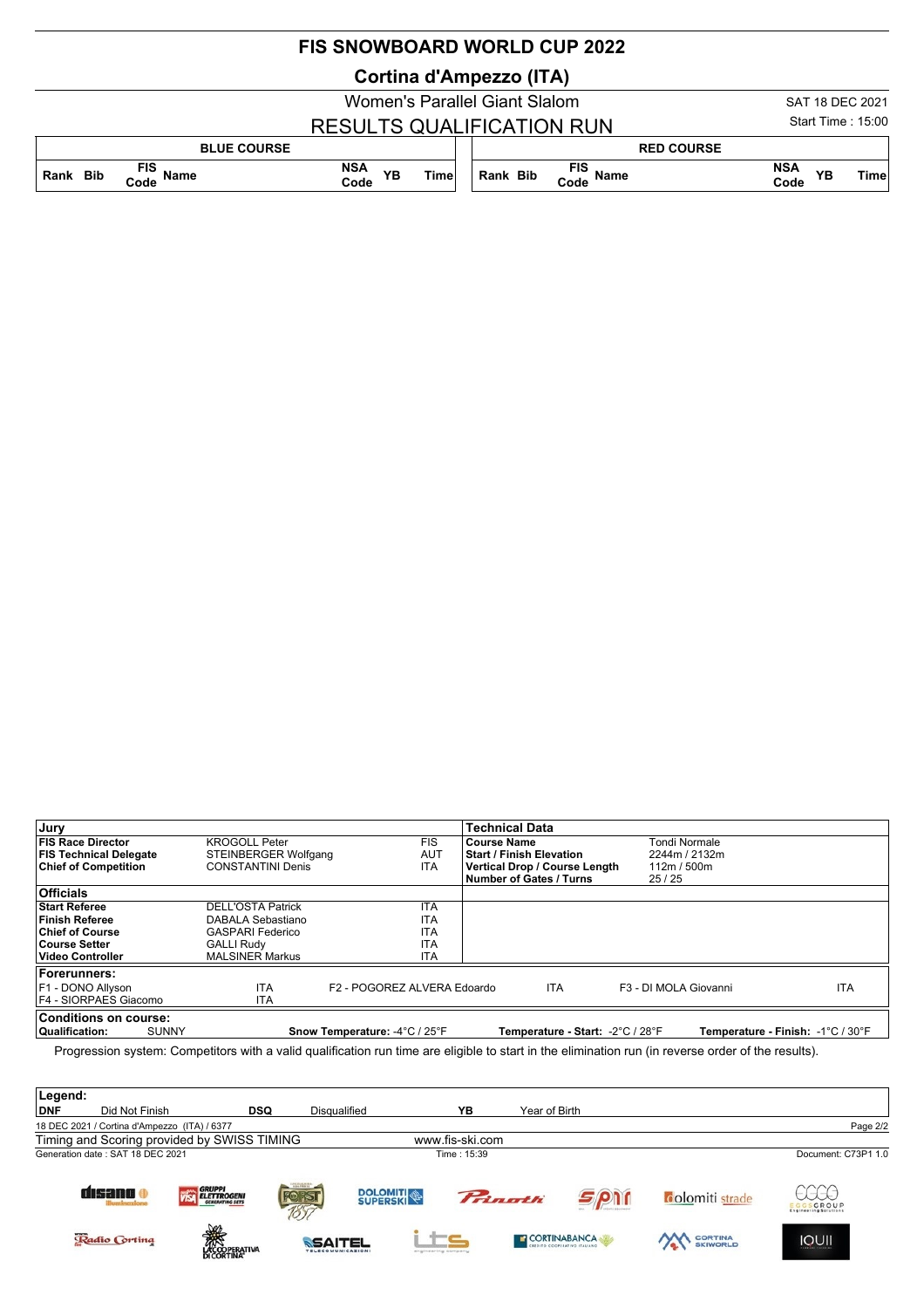# FIS SNOWBOARD WORLD CUP 2022

## Cortina d'Ampezzo (ITA)

### Women's Parallel Giant Slalom

SAT 18 DEC 2021

### RESULTS QUALIFICATION RUN

Start Time : 15:00

| BLUE COURSE | | | | | | | RED COURSE | | | | | | |
|---|---|---|---|---|---|---|---|---|---|---|---|---|---|
| Rank | Bib | FIS Code | Name | NSA Code | YB | Time | Rank | Bib | FIS Code | Name | NSA Code | YB | Time |

| Jury | | |
|---|---|---|
| **FIS Race Director** | KROGOLL Peter | FIS |
| **FIS Technical Delegate** | STEINBERGER Wolfgang | AUT |
| **Chief of Competition** | CONSTANTINI Denis | ITA |

| Technical Data | |
|---|---|
| **Course Name** | Tondi Normale |
| **Start / Finish Elevation** | 2244m / 2132m |
| **Vertical Drop / Course Length** | 112m / 500m |
| **Number of Gates / Turns** | 25 / 25 |

| Officials | | |
|---|---|---|
| **Start Referee** | DELL'OSTA Patrick | ITA |
| **Finish Referee** | DABALA Sebastiano | ITA |
| **Chief of Course** | GASPARI Federico | ITA |
| **Course Setter** | GALLI Rudy | ITA |
| **Video Controller** | MALSINER Markus | ITA |

**Forerunners:**

F1 - DONO Allyson ITA
F2 - POGOREZ ALVERA Edoardo ITA
F3 - DI MOLA Giovanni ITA
F4 - SIORPAES Giacomo ITA

**Conditions on course:**

**Qualification:** SUNNY **Snow Temperature:** -4°C / 25°F **Temperature - Start:** -2°C / 28°F **Temperature - Finish:** -1°C / 30°F

Progression system: Competitors with a valid qualification run time are eligible to start in the elimination run (in reverse order of the results).

**Legend:**

**DNF** Did Not Finish **DSQ** Disqualified **YB** Year of Birth

18 DEC 2021 / Cortina d'Ampezzo (ITA) / 6377

Timing and Scoring provided by SWISS TIMING www.fis-ski.com

Generation date : SAT 18 DEC 2021 Time : 15:39 Document: C73P1 1.0